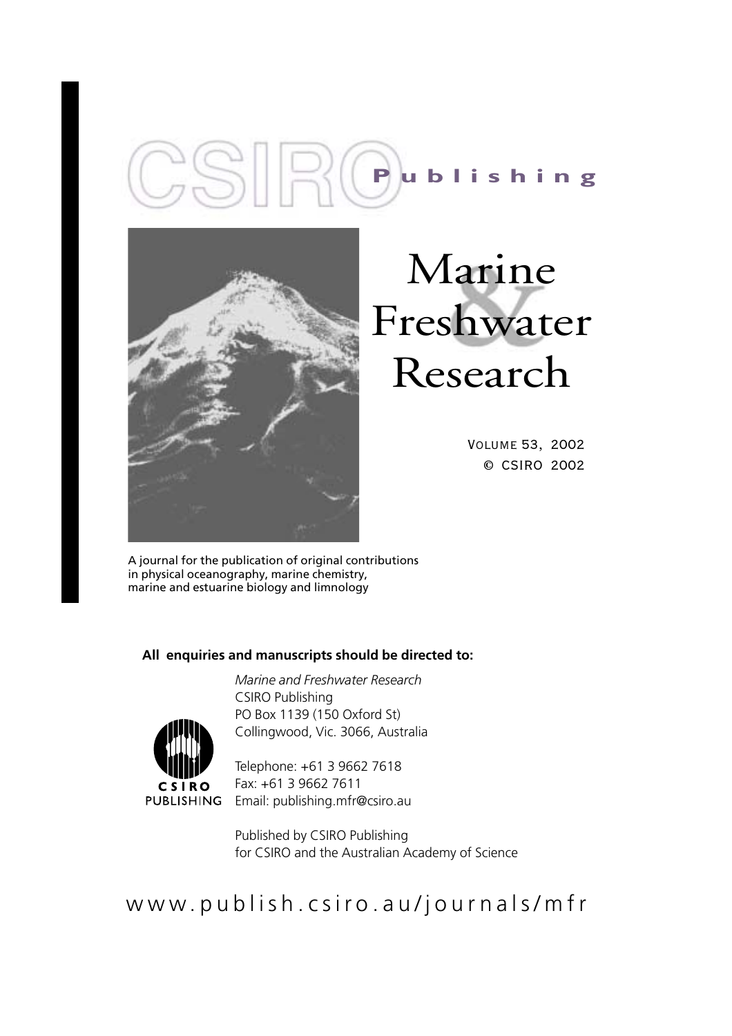CSIRO **Publishing**

# Marine & Freshwater Research

VOLUME 53, 2002
© CSIRO 2002

A journal for the publication of original contributions in physical oceanography, marine chemistry, marine and estuarine biology and limnology

**All enquiries and manuscripts should be directed to:**

*Marine and Freshwater Research*
CSIRO Publishing
PO Box 1139 (150 Oxford St)
Collingwood, Vic. 3066, Australia

Telephone: +61 3 9662 7618
Fax: +61 3 9662 7611
Email: publishing.mfr@csiro.au

CSIRO PUBLISHING

Published by CSIRO Publishing
for CSIRO and the Australian Academy of Science

www.publish.csiro.au/journals/mfr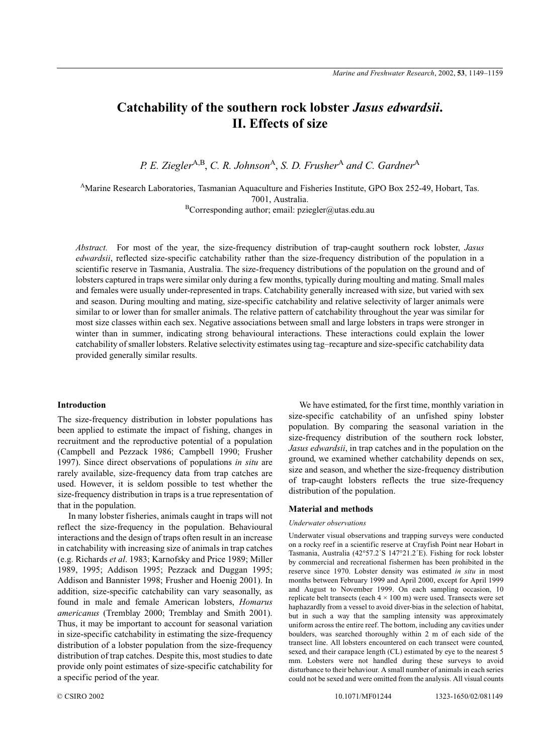# Catchability of the southern rock lobster *Jasus edwardsii*. II. Effects of size

*P. E. Ziegler*[A,B], *C. R. Johnson*[A], *S. D. Frusher*[A] *and C. Gardner*[A]

[A]Marine Research Laboratories, Tasmanian Aquaculture and Fisheries Institute, GPO Box 252-49, Hobart, Tas. 7001, Australia.
[B]Corresponding author; email: pziegler@utas.edu.au

*Abstract.* For most of the year, the size-frequency distribution of trap-caught southern rock lobster, *Jasus edwardsii*, reflected size-specific catchability rather than the size-frequency distribution of the population in a scientific reserve in Tasmania, Australia. The size-frequency distributions of the population on the ground and of lobsters captured in traps were similar only during a few months, typically during moulting and mating. Small males and females were usually under-represented in traps. Catchability generally increased with size, but varied with sex and season. During moulting and mating, size-specific catchability and relative selectivity of larger animals were similar to or lower than for smaller animals. The relative pattern of catchability throughout the year was similar for most size classes within each sex. Negative associations between small and large lobsters in traps were stronger in winter than in summer, indicating strong behavioural interactions. These interactions could explain the lower catchability of smaller lobsters. Relative selectivity estimates using tag–recapture and size-specific catchability data provided generally similar results.

## Introduction

The size-frequency distribution in lobster populations has been applied to estimate the impact of fishing, changes in recruitment and the reproductive potential of a population (Campbell and Pezzack 1986; Campbell 1990; Frusher 1997). Since direct observations of populations *in situ* are rarely available, size-frequency data from trap catches are used. However, it is seldom possible to test whether the size-frequency distribution in traps is a true representation of that in the population.

In many lobster fisheries, animals caught in traps will not reflect the size-frequency in the population. Behavioural interactions and the design of traps often result in an increase in catchability with increasing size of animals in trap catches (e.g. Richards *et al*. 1983; Karnofsky and Price 1989; Miller 1989, 1995; Addison 1995; Pezzack and Duggan 1995; Addison and Bannister 1998; Frusher and Hoenig 2001). In addition, size-specific catchability can vary seasonally, as found in male and female American lobsters, *Homarus americanus* (Tremblay 2000; Tremblay and Smith 2001). Thus, it may be important to account for seasonal variation in size-specific catchability in estimating the size-frequency distribution of a lobster population from the size-frequency distribution of trap catches. Despite this, most studies to date provide only point estimates of size-specific catchability for a specific period of the year.

We have estimated, for the first time, monthly variation in size-specific catchability of an unfished spiny lobster population. By comparing the seasonal variation in the size-frequency distribution of the southern rock lobster, *Jasus edwardsii*, in trap catches and in the population on the ground, we examined whether catchability depends on sex, size and season, and whether the size-frequency distribution of trap-caught lobsters reflects the true size-frequency distribution of the population.

## Material and methods

### Underwater observations

Underwater visual observations and trapping surveys were conducted on a rocky reef in a scientific reserve at Crayfish Point near Hobart in Tasmania, Australia (42°57.2´S 147°21.2´E). Fishing for rock lobster by commercial and recreational fishermen has been prohibited in the reserve since 1970. Lobster density was estimated *in situ* in most months between February 1999 and April 2000, except for April 1999 and August to November 1999. On each sampling occasion, 10 replicate belt transects (each 4 × 100 m) were used. Transects were set haphazardly from a vessel to avoid diver-bias in the selection of habitat, but in such a way that the sampling intensity was approximately uniform across the entire reef. The bottom, including any cavities under boulders, was searched thoroughly within 2 m of each side of the transect line. All lobsters encountered on each transect were counted, sexed, and their carapace length (CL) estimated by eye to the nearest 5 mm. Lobsters were not handled during these surveys to avoid disturbance to their behaviour. A small number of animals in each series could not be sexed and were omitted from the analysis. All visual counts

© CSIRO 2002 10.1071/MF01244 1323-1650/02/081149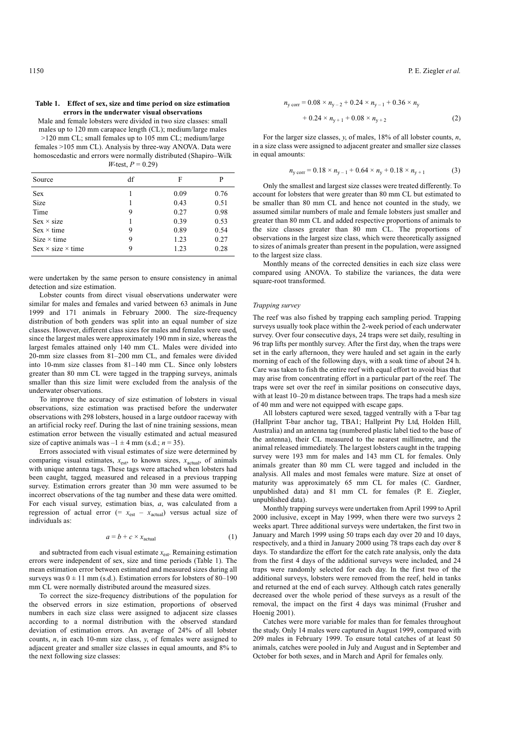**Table 1. Effect of sex, size and time period on size estimation errors in the underwater visual observations**

Male and female lobsters were divided in two size classes: small males up to 120 mm carapace length (CL); medium/large males >120 mm CL; small females up to 105 mm CL; medium/large females >105 mm CL). Analysis by three-way ANOVA. Data were homoscedastic and errors were normally distributed (Shapiro–Wilk *W*-test, $P = 0.29$)

| Source | df | F | P |
|---|---|---|---|
| Sex | 1 | 0.09 | 0.76 |
| Size | 1 | 0.43 | 0.51 |
| Time | 9 | 0.27 | 0.98 |
| Sex × size | 1 | 0.39 | 0.53 |
| Sex × time | 9 | 0.89 | 0.54 |
| Size × time | 9 | 1.23 | 0.27 |
| Sex × size × time | 9 | 1.23 | 0.28 |

were undertaken by the same person to ensure consistency in animal detection and size estimation.

Lobster counts from direct visual observations underwater were similar for males and females and varied between 63 animals in June 1999 and 171 animals in February 2000. The size-frequency distribution of both genders was split into an equal number of size classes. However, different class sizes for males and females were used, since the largest males were approximately 190 mm in size, whereas the largest females attained only 140 mm CL. Males were divided into 20-mm size classes from 81–200 mm CL, and females were divided into 10-mm size classes from 81–140 mm CL. Since only lobsters greater than 80 mm CL were tagged in the trapping surveys, animals smaller than this size limit were excluded from the analysis of the underwater observations.

To improve the accuracy of size estimation of lobsters in visual observations, size estimation was practised before the underwater observations with 298 lobsters, housed in a large outdoor raceway with an artificial rocky reef. During the last of nine training sessions, mean estimation error between the visually estimated and actual measured size of captive animals was $-1 \pm 4$ mm (s.d.; $n = 35$).

Errors associated with visual estimates of size were determined by comparing visual estimates, $x_{\mathrm{est}}$, to known sizes, $x_{\mathrm{actual}}$, of animals with unique antenna tags. These tags were attached when lobsters had been caught, tagged, measured and released in a previous trapping survey. Estimation errors greater than 30 mm were assumed to be incorrect observations of the tag number and these data were omitted. For each visual survey, estimation bias, $a$, was calculated from a regression of actual error ($= x_{\mathrm{est}} - x_{\mathrm{actual}}$) versus actual size of individuals as:

$$a = b + c \times x_{\mathrm{actual}} \tag{1}$$

and subtracted from each visual estimate $x_{\mathrm{est}}$. Remaining estimation errors were independent of sex, size and time periods (Table 1). The mean estimation error between estimated and measured sizes during all surveys was $0 \pm 11$ mm (s.d.). Estimation errors for lobsters of 80–190 mm CL were normally distributed around the measured sizes.

To correct the size-frequency distributions of the population for the observed errors in size estimation, proportions of observed numbers in each size class were assigned to adjacent size classes according to a normal distribution with the observed standard deviation of estimation errors. An average of 24% of all lobster counts, $n$, in each 10-mm size class, $y$, of females were assigned to adjacent greater and smaller size classes in equal amounts, and 8% to the next following size classes:

$$n_{y\ \mathrm{corr}} = 0.08 \times n_{y-2} + 0.24 \times n_{y-1} + 0.36 \times n_{y} + 0.24 \times n_{y+1} + 0.08 \times n_{y+2} \tag{2}$$

For the larger size classes, $y$, of males, 18% of all lobster counts, $n$, in a size class were assigned to adjacent greater and smaller size classes in equal amounts:

$$n_{y\ \mathrm{corr}} = 0.18 \times n_{y-1} + 0.64 \times n_{y} + 0.18 \times n_{y+1} \tag{3}$$

Only the smallest and largest size classes were treated differently. To account for lobsters that were greater than 80 mm CL but estimated to be smaller than 80 mm CL and hence not counted in the study, we assumed similar numbers of male and female lobsters just smaller and greater than 80 mm CL and added respective proportions of animals to the size classes greater than 80 mm CL. The proportions of observations in the largest size class, which were theoretically assigned to sizes of animals greater than present in the population, were assigned to the largest size class.

Monthly means of the corrected densities in each size class were compared using ANOVA. To stabilize the variances, the data were square-root transformed.

### *Trapping survey*

The reef was also fished by trapping each sampling period. Trapping surveys usually took place within the 2-week period of each underwater survey. Over four consecutive days, 24 traps were set daily, resulting in 96 trap lifts per monthly survey. After the first day, when the traps were set in the early afternoon, they were hauled and set again in the early morning of each of the following days, with a soak time of about 24 h. Care was taken to fish the entire reef with equal effort to avoid bias that may arise from concentrating effort in a particular part of the reef. The traps were set over the reef in similar positions on consecutive days, with at least 10–20 m distance between traps. The traps had a mesh size of 40 mm and were not equipped with escape gaps.

All lobsters captured were sexed, tagged ventrally with a T-bar tag (Hallprint T-bar anchor tag, TBA1; Hallprint Pty Ltd, Holden Hill, Australia) and an antenna tag (numbered plastic label tied to the base of the antenna), their CL measured to the nearest millimetre, and the animal released immediately. The largest lobsters caught in the trapping survey were 193 mm for males and 143 mm CL for females. Only animals greater than 80 mm CL were tagged and included in the analysis. All males and most females were mature. Size at onset of maturity was approximately 65 mm CL for males (C. Gardner, unpublished data) and 81 mm CL for females (P. E. Ziegler, unpublished data).

Monthly trapping surveys were undertaken from April 1999 to April 2000 inclusive, except in May 1999, when there were two surveys 2 weeks apart. Three additional surveys were undertaken, the first two in January and March 1999 using 50 traps each day over 20 and 10 days, respectively, and a third in January 2000 using 78 traps each day over 8 days. To standardize the effort for the catch rate analysis, only the data from the first 4 days of the additional surveys were included, and 24 traps were randomly selected for each day. In the first two of the additional surveys, lobsters were removed from the reef, held in tanks and returned at the end of each survey. Although catch rates generally decreased over the whole period of these surveys as a result of the removal, the impact on the first 4 days was minimal (Frusher and Hoenig 2001).

Catches were more variable for males than for females throughout the study. Only 14 males were captured in August 1999, compared with 209 males in February 1999. To ensure total catches of at least 50 animals, catches were pooled in July and August and in September and October for both sexes, and in March and April for females only.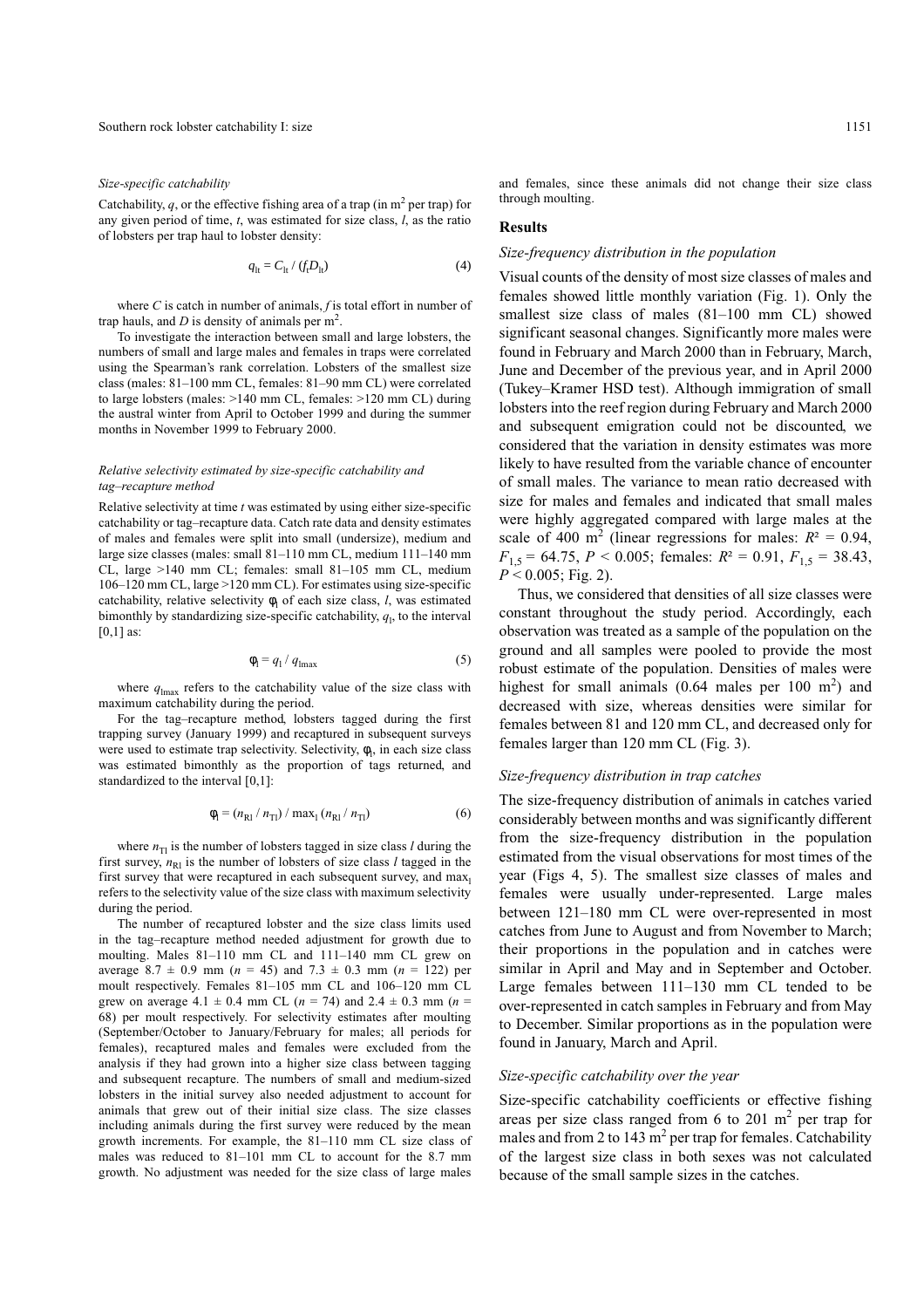*Size-specific catchability*

Catchability, $q$, or the effective fishing area of a trap (in m$^2$ per trap) for any given period of time, $t$, was estimated for size class, $l$, as the ratio of lobsters per trap haul to lobster density:

$$q_{lt} = C_{lt} / (f_t D_{lt}) \quad (4)$$

where $C$ is catch in number of animals, $f$ is total effort in number of trap hauls, and $D$ is density of animals per m$^2$.

To investigate the interaction between small and large lobsters, the numbers of small and large males and females in traps were correlated using the Spearman's rank correlation. Lobsters of the smallest size class (males: 81–100 mm CL, females: 81–90 mm CL) were correlated to large lobsters (males: >140 mm CL, females: >120 mm CL) during the austral winter from April to October 1999 and during the summer months in November 1999 to February 2000.

*Relative selectivity estimated by size-specific catchability and tag–recapture method*

Relative selectivity at time $t$ was estimated by using either size-specific catchability or tag–recapture data. Catch rate data and density estimates of males and females were split into small (undersize), medium and large size classes (males: small 81–110 mm CL, medium 111–140 mm CL, large >140 mm CL; females: small 81–105 mm CL, medium 106–120 mm CL, large >120 mm CL). For estimates using size-specific catchability, relative selectivity $\phi_l$ of each size class, $l$, was estimated bimonthly by standardizing size-specific catchability, $q_l$, to the interval [0,1] as:

$$\phi_l = q_l / q_{l\max} \quad (5)$$

where $q_{l\max}$ refers to the catchability value of the size class with maximum catchability during the period.

For the tag–recapture method, lobsters tagged during the first trapping survey (January 1999) and recaptured in subsequent surveys were used to estimate trap selectivity. Selectivity, $\phi_l$, in each size class was estimated bimonthly as the proportion of tags returned, and standardized to the interval [0,1]:

$$\phi_l = (n_{Rl} / n_{Tl}) / \max_l (n_{Rl} / n_{Tl}) \quad (6)$$

where $n_{Tl}$ is the number of lobsters tagged in size class $l$ during the first survey, $n_{Rl}$ is the number of lobsters of size class $l$ tagged in the first survey that were recaptured in each subsequent survey, and $\max_l$ refers to the selectivity value of the size class with maximum selectivity during the period.

The number of recaptured lobster and the size class limits used in the tag–recapture method needed adjustment for growth due to moulting. Males 81–110 mm CL and 111–140 mm CL grew on average 8.7 ± 0.9 mm ($n$ = 45) and 7.3 ± 0.3 mm ($n$ = 122) per moult respectively. Females 81–105 mm CL and 106–120 mm CL grew on average 4.1 ± 0.4 mm CL ($n$ = 74) and 2.4 ± 0.3 mm ($n$ = 68) per moult respectively. For selectivity estimates after moulting (September/October to January/February for males; all periods for females), recaptured males and females were excluded from the analysis if they had grown into a higher size class between tagging and subsequent recapture. The numbers of small and medium-sized lobsters in the initial survey also needed adjustment to account for animals that grew out of their initial size class. The size classes including animals during the first survey were reduced by the mean growth increments. For example, the 81–110 mm CL size class of males was reduced to 81–101 mm CL to account for the 8.7 mm growth. No adjustment was needed for the size class of large males and females, since these animals did not change their size class through moulting.

## Results

*Size-frequency distribution in the population*

Visual counts of the density of most size classes of males and females showed little monthly variation (Fig. 1). Only the smallest size class of males (81–100 mm CL) showed significant seasonal changes. Significantly more males were found in February and March 2000 than in February, March, June and December of the previous year, and in April 2000 (Tukey–Kramer HSD test). Although immigration of small lobsters into the reef region during February and March 2000 and subsequent emigration could not be discounted, we considered that the variation in density estimates was more likely to have resulted from the variable chance of encounter of small males. The variance to mean ratio decreased with size for males and females and indicated that small males were highly aggregated compared with large males at the scale of 400 m$^2$ (linear regressions for males: $R^2$ = 0.94, $F_{1,5}$ = 64.75, $P$ < 0.005; females: $R^2$ = 0.91, $F_{1,5}$ = 38.43, $P$ < 0.005; Fig. 2).

Thus, we considered that densities of all size classes were constant throughout the study period. Accordingly, each observation was treated as a sample of the population on the ground and all samples were pooled to provide the most robust estimate of the population. Densities of males were highest for small animals (0.64 males per 100 m$^2$) and decreased with size, whereas densities were similar for females between 81 and 120 mm CL, and decreased only for females larger than 120 mm CL (Fig. 3).

*Size-frequency distribution in trap catches*

The size-frequency distribution of animals in catches varied considerably between months and was significantly different from the size-frequency distribution in the population estimated from the visual observations for most times of the year (Figs 4, 5). The smallest size classes of males and females were usually under-represented. Large males between 121–180 mm CL were over-represented in most catches from June to August and from November to March; their proportions in the population and in catches were similar in April and May and in September and October. Large females between 111–130 mm CL tended to be over-represented in catch samples in February and from May to December. Similar proportions as in the population were found in January, March and April.

*Size-specific catchability over the year*

Size-specific catchability coefficients or effective fishing areas per size class ranged from 6 to 201 m$^2$ per trap for males and from 2 to 143 m$^2$ per trap for females. Catchability of the largest size class in both sexes was not calculated because of the small sample sizes in the catches.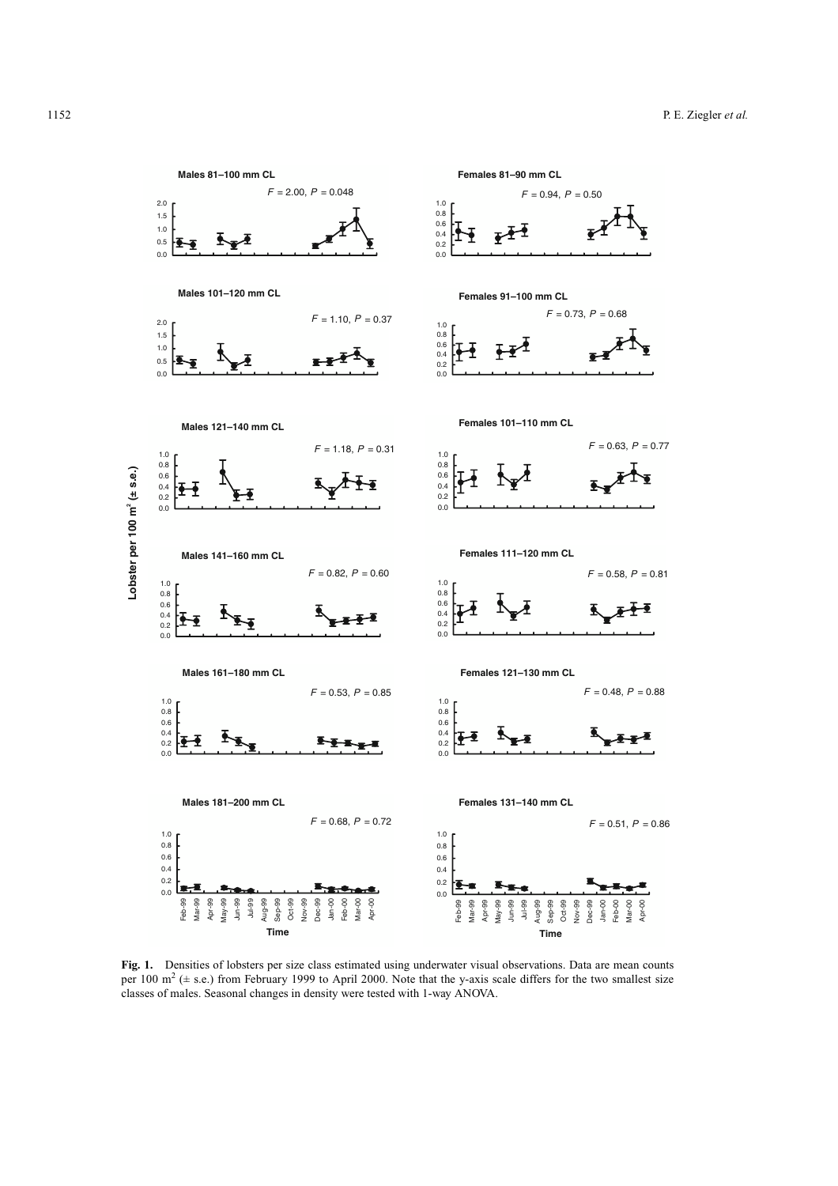**Fig. 1.** Densities of lobsters per size class estimated using underwater visual observations. Data are mean counts per 100 m$^2$ ($\pm$ s.e.) from February 1999 to April 2000. Note that the y-axis scale differs for the two smallest size classes of males. Seasonal changes in density were tested with 1-way ANOVA.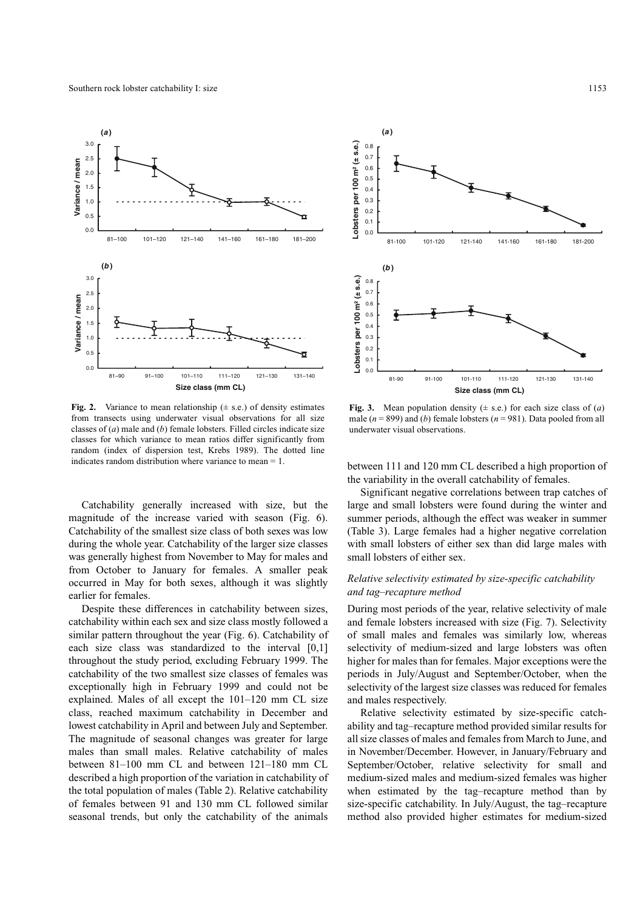**Fig. 2.** Variance to mean relationship (± s.e.) of density estimates from transects using underwater visual observations for all size classes of (*a*) male and (*b*) female lobsters. Filled circles indicate size classes for which variance to mean ratios differ significantly from random (index of dispersion test, Krebs 1989). The dotted line indicates random distribution where variance to mean = 1.

**Fig. 3.** Mean population density (± s.e.) for each size class of (*a*) male ($n = 899$) and (*b*) female lobsters ($n = 981$). Data pooled from all underwater visual observations.

Catchability generally increased with size, but the magnitude of the increase varied with season (Fig. 6). Catchability of the smallest size class of both sexes was low during the whole year. Catchability of the larger size classes was generally highest from November to May for males and from October to January for females. A smaller peak occurred in May for both sexes, although it was slightly earlier for females.

Despite these differences in catchability between sizes, catchability within each sex and size class mostly followed a similar pattern throughout the year (Fig. 6). Catchability of each size class was standardized to the interval [0,1] throughout the study period, excluding February 1999. The catchability of the two smallest size classes of females was exceptionally high in February 1999 and could not be explained. Males of all except the 101–120 mm CL size class, reached maximum catchability in December and lowest catchability in April and between July and September. The magnitude of seasonal changes was greater for large males than small males. Relative catchability of males between 81–100 mm CL and between 121–180 mm CL described a high proportion of the variation in catchability of the total population of males (Table 2). Relative catchability of females between 91 and 130 mm CL followed similar seasonal trends, but only the catchability of the animals between 111 and 120 mm CL described a high proportion of the variability in the overall catchability of females.

Significant negative correlations between trap catches of large and small lobsters were found during the winter and summer periods, although the effect was weaker in summer (Table 3). Large females had a higher negative correlation with small lobsters of either sex than did large males with small lobsters of either sex.

### *Relative selectivity estimated by size-specific catchability and tag–recapture method*

During most periods of the year, relative selectivity of male and female lobsters increased with size (Fig. 7). Selectivity of small males and females was similarly low, whereas selectivity of medium-sized and large lobsters was often higher for males than for females. Major exceptions were the periods in July/August and September/October, when the selectivity of the largest size classes was reduced for females and males respectively.

Relative selectivity estimated by size-specific catchability and tag–recapture method provided similar results for all size classes of males and females from March to June, and in November/December. However, in January/February and September/October, relative selectivity for small and medium-sized males and medium-sized females was higher when estimated by the tag–recapture method than by size-specific catchability. In July/August, the tag–recapture method also provided higher estimates for medium-sized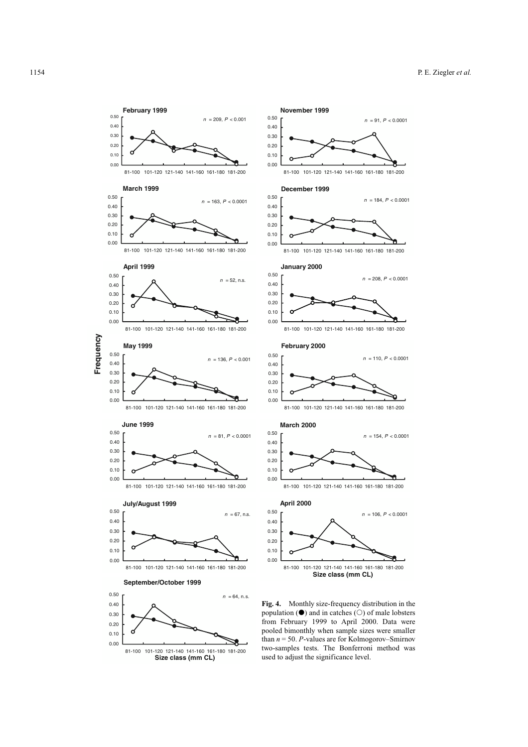**February 1999** — $n$ = 209, $P$ < 0.001

**March 1999** — $n$ = 163, $P$ < 0.0001

**April 1999** — $n$ = 52, n.s.

**May 1999** — $n$ = 136, $P$ < 0.001

**June 1999** — $n$ = 81, $P$ < 0.0001

**July/August 1999** — $n$ = 67, n.s.

**September/October 1999** — $n$ = 64, n.s.

**November 1999** — $n$ = 91, $P$ < 0.0001

**December 1999** — $n$ = 184, $P$ < 0.0001

**January 2000** — $n$ = 208, $P$ < 0.0001

**February 2000** — $n$ = 110, $P$ < 0.0001

**March 2000** — $n$ = 154, $P$ < 0.0001

**April 2000** — $n$ = 106, $P$ < 0.0001

Frequency

Size class (mm CL): 81-100, 101-120, 121-140, 141-160, 161-180, 181-200

**Fig. 4.** Monthly size-frequency distribution in the population (●) and in catches (○) of male lobsters from February 1999 to April 2000. Data were pooled bimonthly when sample sizes were smaller than $n = 50$. $P$-values are for Kolmogorov–Smirnov two-samples tests. The Bonferroni method was used to adjust the significance level.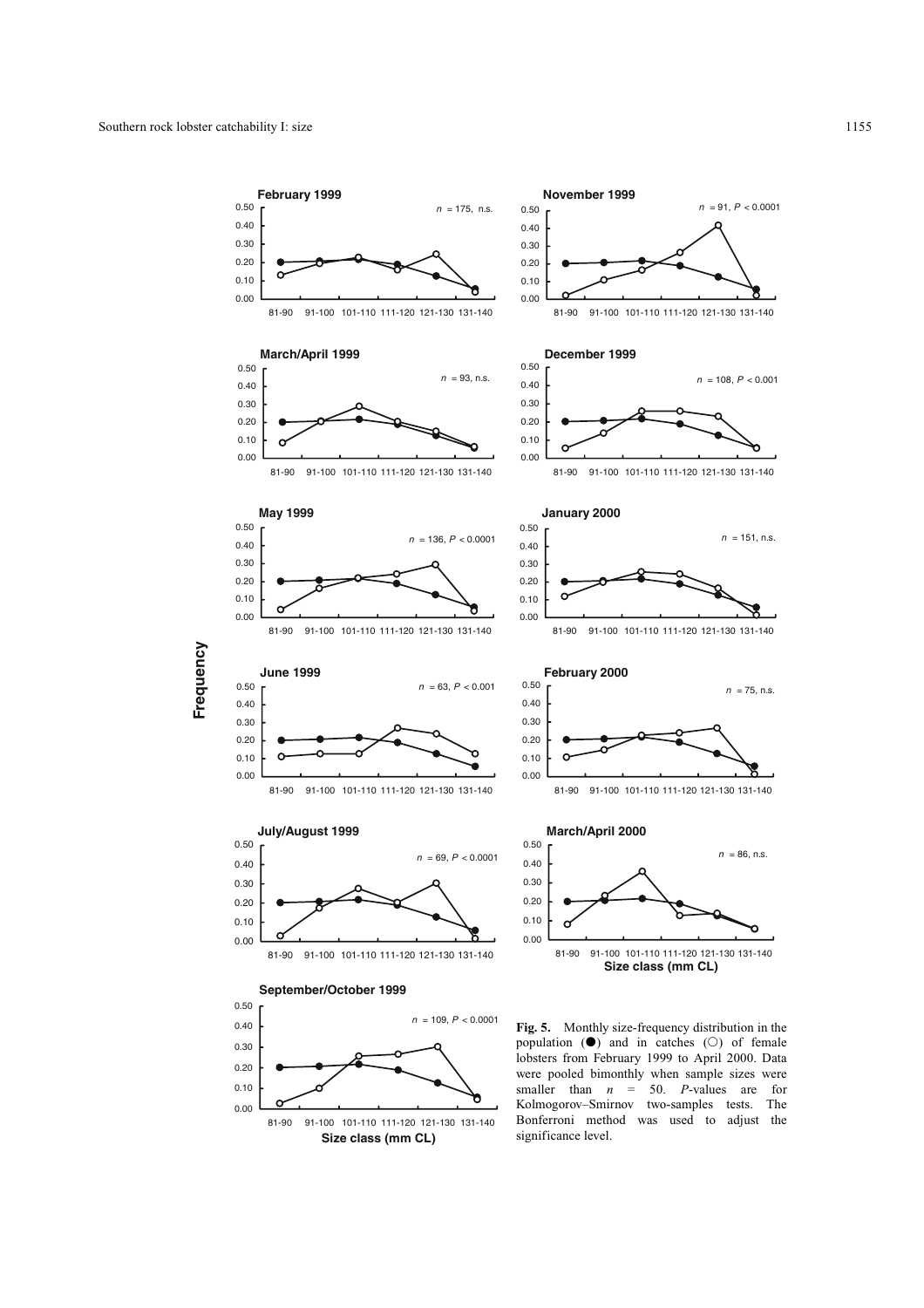**Fig. 5.** Monthly size-frequency distribution in the population (●) and in catches (○) of female lobsters from February 1999 to April 2000. Data were pooled bimonthly when sample sizes were smaller than $n$ = 50. $P$-values are for Kolmogorov–Smirnov two-samples tests. The Bonferroni method was used to adjust the significance level.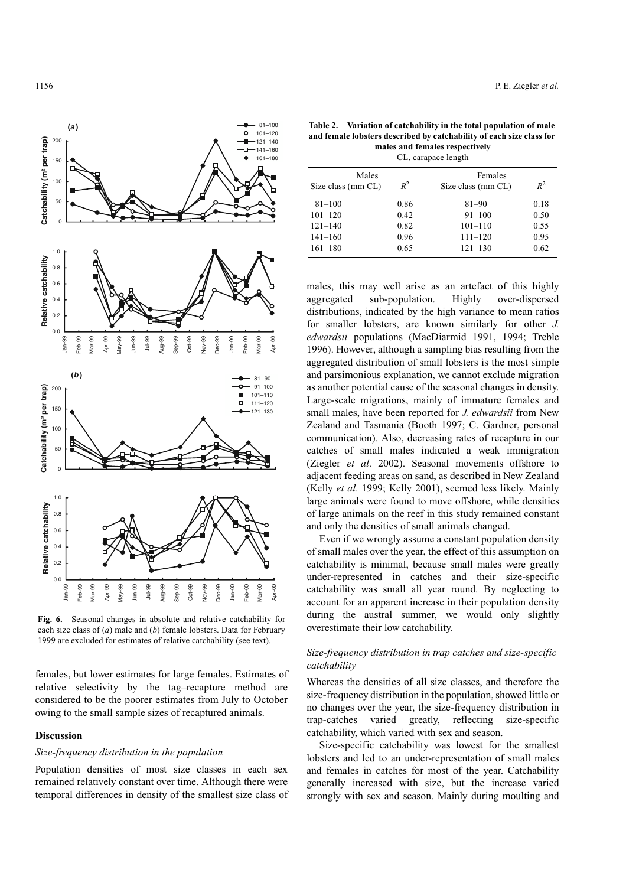Fig. 6. Seasonal changes in absolute and relative catchability for each size class of (*a*) male and (*b*) female lobsters. Data for February 1999 are excluded for estimates of relative catchability (see text).

females, but lower estimates for large females. Estimates of relative selectivity by the tag–recapture method are considered to be the poorer estimates from July to October owing to the small sample sizes of recaptured animals.

**Table 2. Variation of catchability in the total population of male and female lobsters described by catchability of each size class for males and females respectively**

CL, carapace length

| Males Size class (mm CL) | $R^2$ | Females Size class (mm CL) | $R^2$ |
|---|---|---|---|
| 81–100 | 0.86 | 81–90 | 0.18 |
| 101–120 | 0.42 | 91–100 | 0.50 |
| 121–140 | 0.82 | 101–110 | 0.55 |
| 141–160 | 0.96 | 111–120 | 0.95 |
| 161–180 | 0.65 | 121–130 | 0.62 |

## Discussion

### *Size-frequency distribution in the population*

Population densities of most size classes in each sex remained relatively constant over time. Although there were temporal differences in density of the smallest size class of males, this may well arise as an artefact of this highly aggregated sub-population. Highly over-dispersed distributions, indicated by the high variance to mean ratios for smaller lobsters, are known similarly for other *J. edwardsii* populations (MacDiarmid 1991, 1994; Treble 1996). However, although a sampling bias resulting from the aggregated distribution of small lobsters is the most simple and parsimonious explanation, we cannot exclude migration as another potential cause of the seasonal changes in density. Large-scale migrations, mainly of immature females and small males, have been reported for *J. edwardsii* from New Zealand and Tasmania (Booth 1997; C. Gardner, personal communication). Also, decreasing rates of recapture in our catches of small males indicated a weak immigration (Ziegler *et al*. 2002). Seasonal movements offshore to adjacent feeding areas on sand, as described in New Zealand (Kelly *et al*. 1999; Kelly 2001), seemed less likely. Mainly large animals were found to move offshore, while densities of large animals on the reef in this study remained constant and only the densities of small animals changed.

Even if we wrongly assume a constant population density of small males over the year, the effect of this assumption on catchability is minimal, because small males were greatly under-represented in catches and their size-specific catchability was small all year round. By neglecting to account for an apparent increase in their population density during the austral summer, we would only slightly overestimate their low catchability.

### *Size-frequency distribution in trap catches and size-specific catchability*

Whereas the densities of all size classes, and therefore the size-frequency distribution in the population, showed little or no changes over the year, the size-frequency distribution in trap-catches varied greatly, reflecting size-specific catchability, which varied with sex and season.

Size-specific catchability was lowest for the smallest lobsters and led to an under-representation of small males and females in catches for most of the year. Catchability generally increased with size, but the increase varied strongly with sex and season. Mainly during moulting and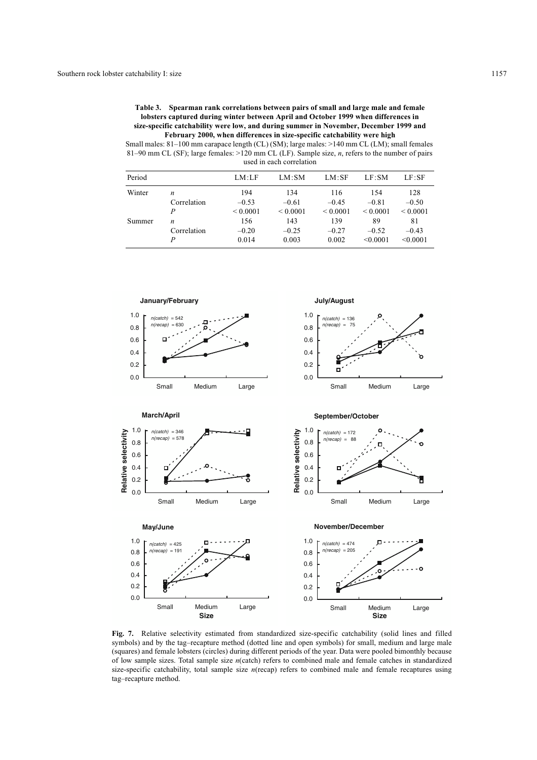**Table 3. Spearman rank correlations between pairs of small and large male and female lobsters captured during winter between April and October 1999 when differences in size-specific catchability were low, and during summer in November, December 1999 and February 2000, when differences in size-specific catchability were high**

Small males: 81–100 mm carapace length (CL) (SM); large males: >140 mm CL (LM); small females 81–90 mm CL (SF); large females: >120 mm CL (LF). Sample size, *n*, refers to the number of pairs used in each correlation

| Period | | LM:LF | LM:SM | LM:SF | LF:SM | LF:SF |
|---|---|---|---|---|---|---|
| Winter | *n* | 194 | 134 | 116 | 154 | 128 |
| | Correlation | –0.53 | –0.61 | –0.45 | –0.81 | –0.50 |
| | *P* | < 0.0001 | < 0.0001 | < 0.0001 | < 0.0001 | < 0.0001 |
| Summer | *n* | 156 | 143 | 139 | 89 | 81 |
| | Correlation | –0.20 | –0.25 | –0.27 | –0.52 | –0.43 |
| | *P* | 0.014 | 0.003 | 0.002 | <0.0001 | <0.0001 |

**Fig. 7.** Relative selectivity estimated from standardized size-specific catchability (solid lines and filled symbols) and by the tag–recapture method (dotted line and open symbols) for small, medium and large male (squares) and female lobsters (circles) during different periods of the year. Data were pooled bimonthly because of low sample sizes. Total sample size *n*(catch) refers to combined male and female catches in standardized size-specific catchability, total sample size *n*(recap) refers to combined male and female recaptures using tag–recapture method.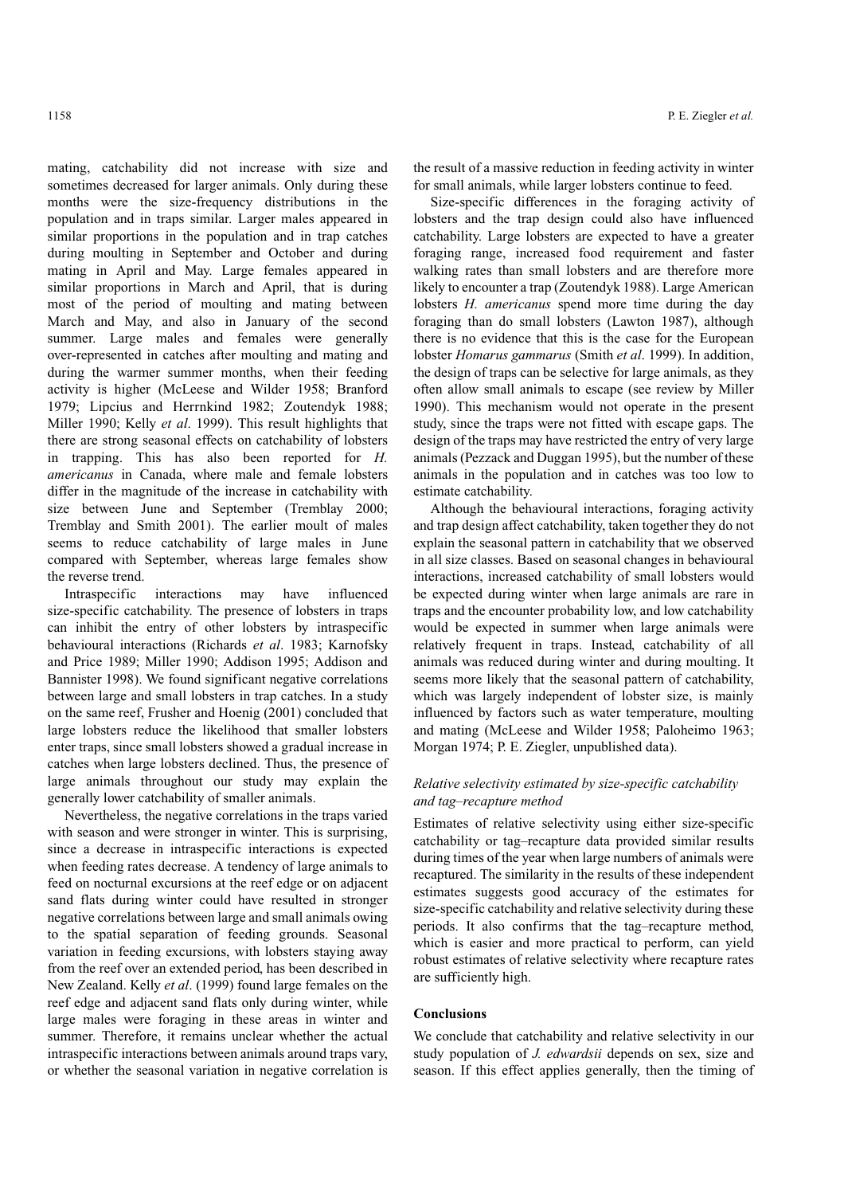mating, catchability did not increase with size and sometimes decreased for larger animals. Only during these months were the size-frequency distributions in the population and in traps similar. Larger males appeared in similar proportions in the population and in trap catches during moulting in September and October and during mating in April and May. Large females appeared in similar proportions in March and April, that is during most of the period of moulting and mating between March and May, and also in January of the second summer. Large males and females were generally over-represented in catches after moulting and mating and during the warmer summer months, when their feeding activity is higher (McLeese and Wilder 1958; Branford 1979; Lipcius and Herrnkind 1982; Zoutendyk 1988; Miller 1990; Kelly *et al*. 1999). This result highlights that there are strong seasonal effects on catchability of lobsters in trapping. This has also been reported for *H. americanus* in Canada, where male and female lobsters differ in the magnitude of the increase in catchability with size between June and September (Tremblay 2000; Tremblay and Smith 2001). The earlier moult of males seems to reduce catchability of large males in June compared with September, whereas large females show the reverse trend.

Intraspecific interactions may have influenced size-specific catchability. The presence of lobsters in traps can inhibit the entry of other lobsters by intraspecific behavioural interactions (Richards *et al*. 1983; Karnofsky and Price 1989; Miller 1990; Addison 1995; Addison and Bannister 1998). We found significant negative correlations between large and small lobsters in trap catches. In a study on the same reef, Frusher and Hoenig (2001) concluded that large lobsters reduce the likelihood that smaller lobsters enter traps, since small lobsters showed a gradual increase in catches when large lobsters declined. Thus, the presence of large animals throughout our study may explain the generally lower catchability of smaller animals.

Nevertheless, the negative correlations in the traps varied with season and were stronger in winter. This is surprising, since a decrease in intraspecific interactions is expected when feeding rates decrease. A tendency of large animals to feed on nocturnal excursions at the reef edge or on adjacent sand flats during winter could have resulted in stronger negative correlations between large and small animals owing to the spatial separation of feeding grounds. Seasonal variation in feeding excursions, with lobsters staying away from the reef over an extended period, has been described in New Zealand. Kelly *et al*. (1999) found large females on the reef edge and adjacent sand flats only during winter, while large males were foraging in these areas in winter and summer. Therefore, it remains unclear whether the actual intraspecific interactions between animals around traps vary, or whether the seasonal variation in negative correlation is the result of a massive reduction in feeding activity in winter for small animals, while larger lobsters continue to feed.

Size-specific differences in the foraging activity of lobsters and the trap design could also have influenced catchability. Large lobsters are expected to have a greater foraging range, increased food requirement and faster walking rates than small lobsters and are therefore more likely to encounter a trap (Zoutendyk 1988). Large American lobsters *H. americanus* spend more time during the day foraging than do small lobsters (Lawton 1987), although there is no evidence that this is the case for the European lobster *Homarus gammarus* (Smith *et al*. 1999). In addition, the design of traps can be selective for large animals, as they often allow small animals to escape (see review by Miller 1990). This mechanism would not operate in the present study, since the traps were not fitted with escape gaps. The design of the traps may have restricted the entry of very large animals (Pezzack and Duggan 1995), but the number of these animals in the population and in catches was too low to estimate catchability.

Although the behavioural interactions, foraging activity and trap design affect catchability, taken together they do not explain the seasonal pattern in catchability that we observed in all size classes. Based on seasonal changes in behavioural interactions, increased catchability of small lobsters would be expected during winter when large animals are rare in traps and the encounter probability low, and low catchability would be expected in summer when large animals were relatively frequent in traps. Instead, catchability of all animals was reduced during winter and during moulting. It seems more likely that the seasonal pattern of catchability, which was largely independent of lobster size, is mainly influenced by factors such as water temperature, moulting and mating (McLeese and Wilder 1958; Paloheimo 1963; Morgan 1974; P. E. Ziegler, unpublished data).

### *Relative selectivity estimated by size-specific catchability and tag–recapture method*

Estimates of relative selectivity using either size-specific catchability or tag–recapture data provided similar results during times of the year when large numbers of animals were recaptured. The similarity in the results of these independent estimates suggests good accuracy of the estimates for size-specific catchability and relative selectivity during these periods. It also confirms that the tag–recapture method, which is easier and more practical to perform, can yield robust estimates of relative selectivity where recapture rates are sufficiently high.

## Conclusions

We conclude that catchability and relative selectivity in our study population of *J. edwardsii* depends on sex, size and season. If this effect applies generally, then the timing of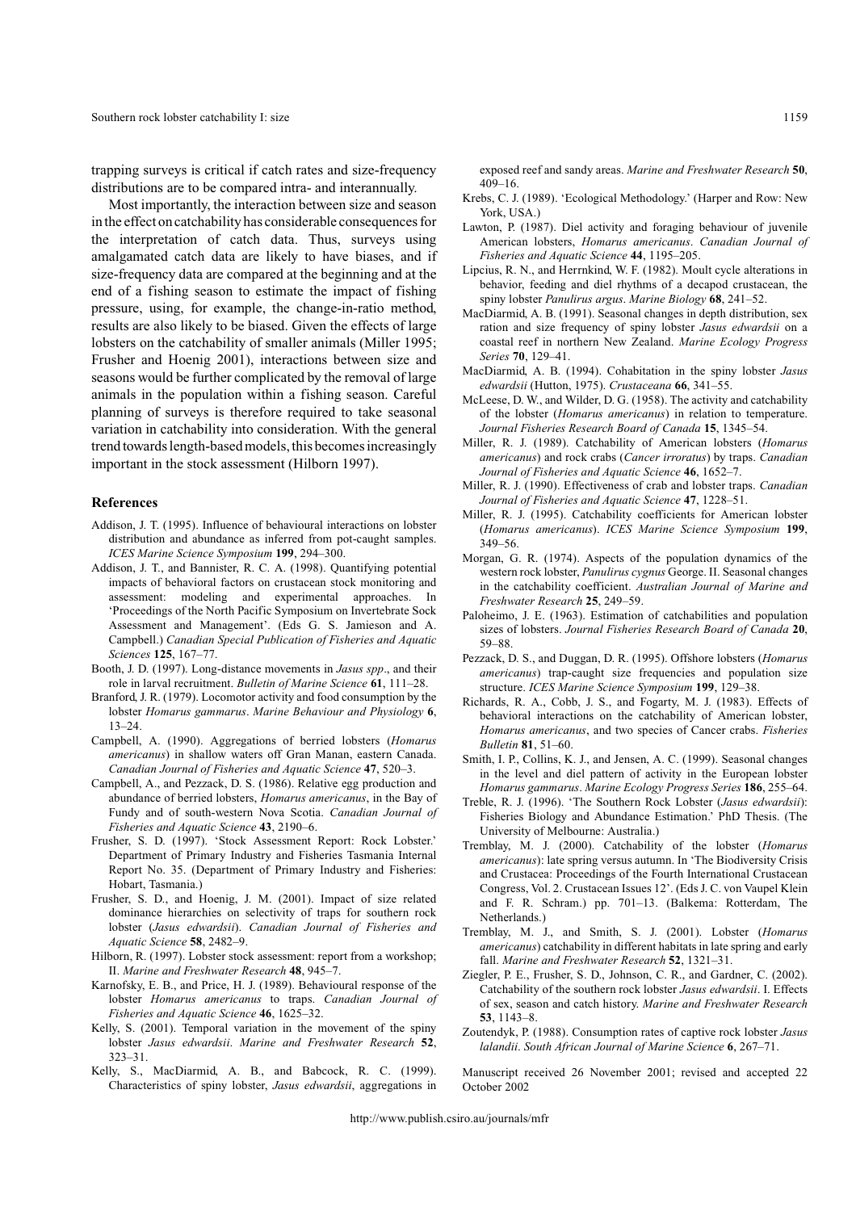trapping surveys is critical if catch rates and size-frequency distributions are to be compared intra- and interannually.

Most importantly, the interaction between size and season in the effect on catchability has considerable consequences for the interpretation of catch data. Thus, surveys using amalgamated catch data are likely to have biases, and if size-frequency data are compared at the beginning and at the end of a fishing season to estimate the impact of fishing pressure, using, for example, the change-in-ratio method, results are also likely to be biased. Given the effects of large lobsters on the catchability of smaller animals (Miller 1995; Frusher and Hoenig 2001), interactions between size and seasons would be further complicated by the removal of large animals in the population within a fishing season. Careful planning of surveys is therefore required to take seasonal variation in catchability into consideration. With the general trend towards length-based models, this becomes increasingly important in the stock assessment (Hilborn 1997).

## References

Addison, J. T. (1995). Influence of behavioural interactions on lobster distribution and abundance as inferred from pot-caught samples. *ICES Marine Science Symposium* **199**, 294–300.

Addison, J. T., and Bannister, R. C. A. (1998). Quantifying potential impacts of behavioral factors on crustacean stock monitoring and assessment: modeling and experimental approaches. In 'Proceedings of the North Pacific Symposium on Invertebrate Sock Assessment and Management'. (Eds G. S. Jamieson and A. Campbell.) *Canadian Special Publication of Fisheries and Aquatic Sciences* **125**, 167–77.

Booth, J. D. (1997). Long-distance movements in *Jasus spp*., and their role in larval recruitment. *Bulletin of Marine Science* **61**, 111–28.

Branford, J. R. (1979). Locomotor activity and food consumption by the lobster *Homarus gammarus*. *Marine Behaviour and Physiology* **6**, 13–24.

Campbell, A. (1990). Aggregations of berried lobsters (*Homarus americanus*) in shallow waters off Gran Manan, eastern Canada. *Canadian Journal of Fisheries and Aquatic Science* **47**, 520–3.

Campbell, A., and Pezzack, D. S. (1986). Relative egg production and abundance of berried lobsters, *Homarus americanus*, in the Bay of Fundy and of south-western Nova Scotia. *Canadian Journal of Fisheries and Aquatic Science* **43**, 2190–6.

Frusher, S. D. (1997). 'Stock Assessment Report: Rock Lobster.' Department of Primary Industry and Fisheries Tasmania Internal Report No. 35. (Department of Primary Industry and Fisheries: Hobart, Tasmania.)

Frusher, S. D., and Hoenig, J. M. (2001). Impact of size related dominance hierarchies on selectivity of traps for southern rock lobster (*Jasus edwardsii*). *Canadian Journal of Fisheries and Aquatic Science* **58**, 2482–9.

Hilborn, R. (1997). Lobster stock assessment: report from a workshop; II. *Marine and Freshwater Research* **48**, 945–7.

Karnofsky, E. B., and Price, H. J. (1989). Behavioural response of the lobster *Homarus americanus* to traps. *Canadian Journal of Fisheries and Aquatic Science* **46**, 1625–32.

Kelly, S. (2001). Temporal variation in the movement of the spiny lobster *Jasus edwardsii*. *Marine and Freshwater Research* **52**, 323–31.

Kelly, S., MacDiarmid, A. B., and Babcock, R. C. (1999). Characteristics of spiny lobster, *Jasus edwardsii*, aggregations in exposed reef and sandy areas. *Marine and Freshwater Research* **50**, 409–16.

Krebs, C. J. (1989). 'Ecological Methodology.' (Harper and Row: New York, USA.)

Lawton, P. (1987). Diel activity and foraging behaviour of juvenile American lobsters, *Homarus americanus*. *Canadian Journal of Fisheries and Aquatic Science* **44**, 1195–205.

Lipcius, R. N., and Herrnkind, W. F. (1982). Moult cycle alterations in behavior, feeding and diel rhythms of a decapod crustacean, the spiny lobster *Panulirus argus*. *Marine Biology* **68**, 241–52.

MacDiarmid, A. B. (1991). Seasonal changes in depth distribution, sex ration and size frequency of spiny lobster *Jasus edwardsii* on a coastal reef in northern New Zealand. *Marine Ecology Progress Series* **70**, 129–41.

MacDiarmid, A. B. (1994). Cohabitation in the spiny lobster *Jasus edwardsii* (Hutton, 1975). *Crustaceana* **66**, 341–55.

McLeese, D. W., and Wilder, D. G. (1958). The activity and catchability of the lobster (*Homarus americanus*) in relation to temperature. *Journal Fisheries Research Board of Canada* **15**, 1345–54.

Miller, R. J. (1989). Catchability of American lobsters (*Homarus americanus*) and rock crabs (*Cancer irroratus*) by traps. *Canadian Journal of Fisheries and Aquatic Science* **46**, 1652–7.

Miller, R. J. (1990). Effectiveness of crab and lobster traps. *Canadian Journal of Fisheries and Aquatic Science* **47**, 1228–51.

Miller, R. J. (1995). Catchability coefficients for American lobster (*Homarus americanus*). *ICES Marine Science Symposium* **199**, 349–56.

Morgan, G. R. (1974). Aspects of the population dynamics of the western rock lobster, *Panulirus cygnus* George. II. Seasonal changes in the catchability coefficient. *Australian Journal of Marine and Freshwater Research* **25**, 249–59.

Paloheimo, J. E. (1963). Estimation of catchabilities and population sizes of lobsters. *Journal Fisheries Research Board of Canada* **20**, 59–88.

Pezzack, D. S., and Duggan, D. R. (1995). Offshore lobsters (*Homarus americanus*) trap-caught size frequencies and population size structure. *ICES Marine Science Symposium* **199**, 129–38.

Richards, R. A., Cobb, J. S., and Fogarty, M. J. (1983). Effects of behavioral interactions on the catchability of American lobster, *Homarus americanus*, and two species of Cancer crabs. *Fisheries Bulletin* **81**, 51–60.

Smith, I. P., Collins, K. J., and Jensen, A. C. (1999). Seasonal changes in the level and diel pattern of activity in the European lobster *Homarus gammarus*. *Marine Ecology Progress Series* **186**, 255–64.

Treble, R. J. (1996). 'The Southern Rock Lobster (*Jasus edwardsii*): Fisheries Biology and Abundance Estimation.' PhD Thesis. (The University of Melbourne: Australia.)

Tremblay, M. J. (2000). Catchability of the lobster (*Homarus americanus*): late spring versus autumn. In 'The Biodiversity Crisis and Crustacea: Proceedings of the Fourth International Crustacean Congress, Vol. 2. Crustacean Issues 12'. (Eds J. C. von Vaupel Klein and F. R. Schram.) pp. 701–13. (Balkema: Rotterdam, The Netherlands.)

Tremblay, M. J., and Smith, S. J. (2001). Lobster (*Homarus americanus*) catchability in different habitats in late spring and early fall. *Marine and Freshwater Research* **52**, 1321–31.

Ziegler, P. E., Frusher, S. D., Johnson, C. R., and Gardner, C. (2002). Catchability of the southern rock lobster *Jasus edwardsii*. I. Effects of sex, season and catch history. *Marine and Freshwater Research* **53**, 1143–8.

Zoutendyk, P. (1988). Consumption rates of captive rock lobster *Jasus lalandii*. *South African Journal of Marine Science* **6**, 267–71.

Manuscript received 26 November 2001; revised and accepted 22 October 2002